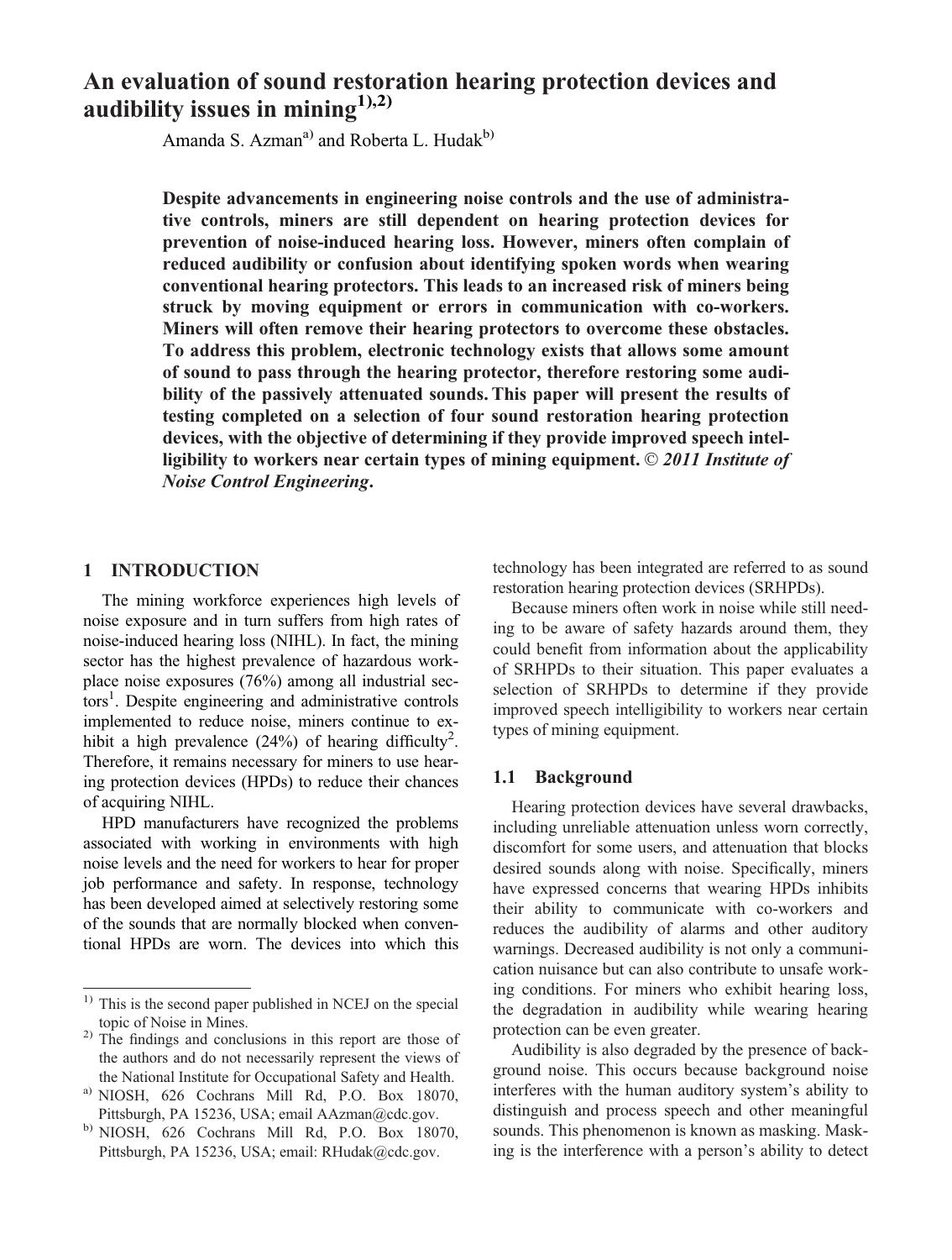# An evaluation of sound restoration hearing protection devices and audibility issues in mining[1),2)]

Amanda S. Azman[a)] and Roberta L. Hudak[b)]

**Despite advancements in engineering noise controls and the use of administrative controls, miners are still dependent on hearing protection devices for prevention of noise-induced hearing loss. However, miners often complain of reduced audibility or confusion about identifying spoken words when wearing conventional hearing protectors. This leads to an increased risk of miners being struck by moving equipment or errors in communication with co-workers. Miners will often remove their hearing protectors to overcome these obstacles. To address this problem, electronic technology exists that allows some amount of sound to pass through the hearing protector, therefore restoring some audibility of the passively attenuated sounds. This paper will present the results of testing completed on a selection of four sound restoration hearing protection devices, with the objective of determining if they provide improved speech intelligibility to workers near certain types of mining equipment.** © ***2011 Institute of Noise Control Engineering*****.**

## 1 INTRODUCTION

The mining workforce experiences high levels of noise exposure and in turn suffers from high rates of noise-induced hearing loss (NIHL). In fact, the mining sector has the highest prevalence of hazardous workplace noise exposures (76%) among all industrial sectors[1]. Despite engineering and administrative controls implemented to reduce noise, miners continue to exhibit a high prevalence (24%) of hearing difficulty[2]. Therefore, it remains necessary for miners to use hearing protection devices (HPDs) to reduce their chances of acquiring NIHL.

HPD manufacturers have recognized the problems associated with working in environments with high noise levels and the need for workers to hear for proper job performance and safety. In response, technology has been developed aimed at selectively restoring some of the sounds that are normally blocked when conventional HPDs are worn. The devices into which this technology has been integrated are referred to as sound restoration hearing protection devices (SRHPDs).

Because miners often work in noise while still needing to be aware of safety hazards around them, they could benefit from information about the applicability of SRHPDs to their situation. This paper evaluates a selection of SRHPDs to determine if they provide improved speech intelligibility to workers near certain types of mining equipment.

### 1.1 Background

Hearing protection devices have several drawbacks, including unreliable attenuation unless worn correctly, discomfort for some users, and attenuation that blocks desired sounds along with noise. Specifically, miners have expressed concerns that wearing HPDs inhibits their ability to communicate with co-workers and reduces the audibility of alarms and other auditory warnings. Decreased audibility is not only a communication nuisance but can also contribute to unsafe working conditions. For miners who exhibit hearing loss, the degradation in audibility while wearing hearing protection can be even greater.

Audibility is also degraded by the presence of background noise. This occurs because background noise interferes with the human auditory system's ability to distinguish and process speech and other meaningful sounds. This phenomenon is known as masking. Masking is the interference with a person's ability to detect

---

[1)] This is the second paper published in NCEJ on the special topic of Noise in Mines.

[2)] The findings and conclusions in this report are those of the authors and do not necessarily represent the views of the National Institute for Occupational Safety and Health.

[a)] NIOSH, 626 Cochrans Mill Rd, P.O. Box 18070, Pittsburgh, PA 15236, USA; email AAzman@cdc.gov.

[b)] NIOSH, 626 Cochrans Mill Rd, P.O. Box 18070, Pittsburgh, PA 15236, USA; email: RHudak@cdc.gov.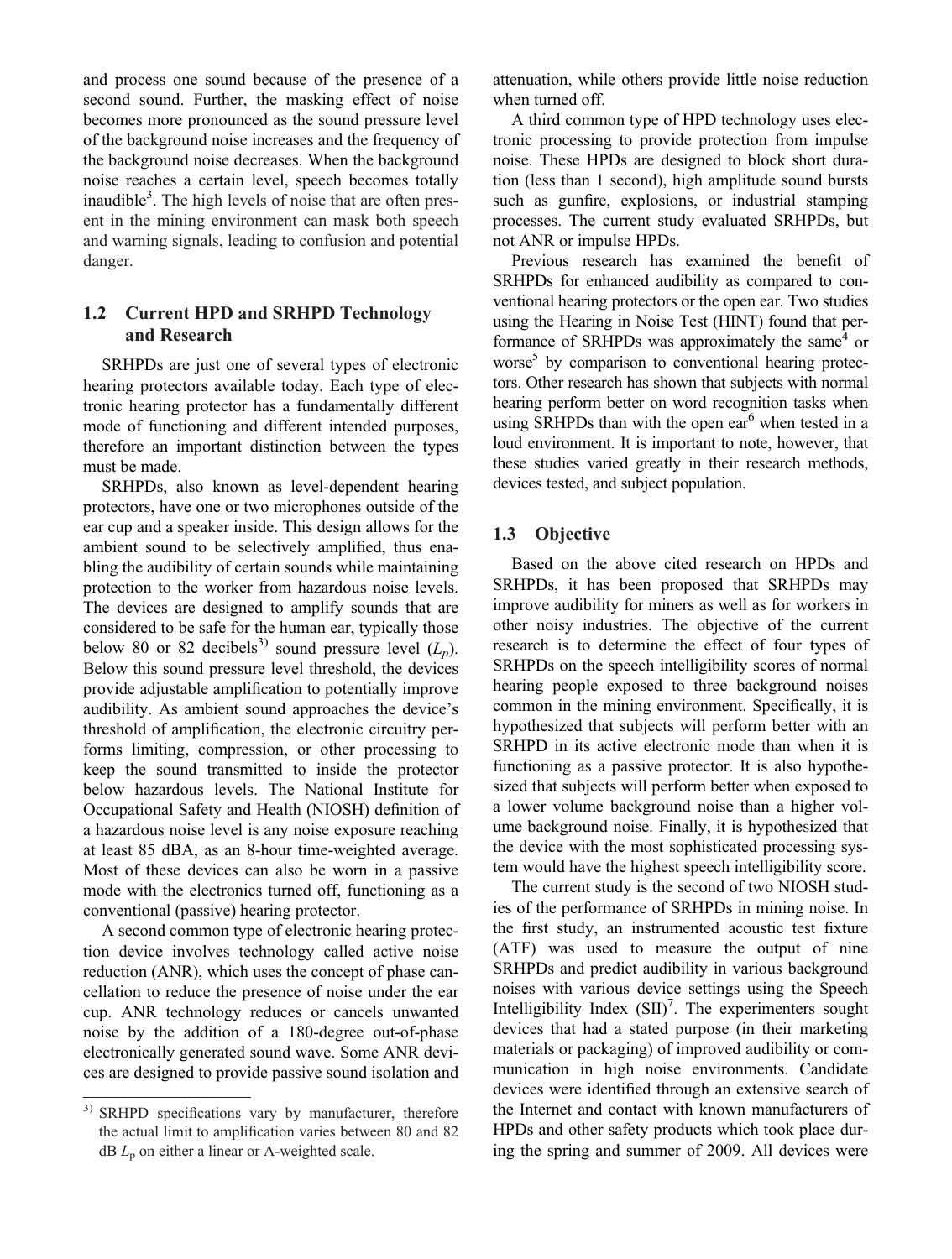and process one sound because of the presence of a second sound. Further, the masking effect of noise becomes more pronounced as the sound pressure level of the background noise increases and the frequency of the background noise decreases. When the background noise reaches a certain level, speech becomes totally inaudible[3]. The high levels of noise that are often present in the mining environment can mask both speech and warning signals, leading to confusion and potential danger.

## 1.2 Current HPD and SRHPD Technology and Research

SRHPDs are just one of several types of electronic hearing protectors available today. Each type of electronic hearing protector has a fundamentally different mode of functioning and different intended purposes, therefore an important distinction between the types must be made.

SRHPDs, also known as level-dependent hearing protectors, have one or two microphones outside of the ear cup and a speaker inside. This design allows for the ambient sound to be selectively amplified, thus enabling the audibility of certain sounds while maintaining protection to the worker from hazardous noise levels. The devices are designed to amplify sounds that are considered to be safe for the human ear, typically those below 80 or 82 decibels[3)] sound pressure level ($L_p$). Below this sound pressure level threshold, the devices provide adjustable amplification to potentially improve audibility. As ambient sound approaches the device's threshold of amplification, the electronic circuitry performs limiting, compression, or other processing to keep the sound transmitted to inside the protector below hazardous levels. The National Institute for Occupational Safety and Health (NIOSH) definition of a hazardous noise level is any noise exposure reaching at least 85 dBA, as an 8-hour time-weighted average. Most of these devices can also be worn in a passive mode with the electronics turned off, functioning as a conventional (passive) hearing protector.

A second common type of electronic hearing protection device involves technology called active noise reduction (ANR), which uses the concept of phase cancellation to reduce the presence of noise under the ear cup. ANR technology reduces or cancels unwanted noise by the addition of a 180-degree out-of-phase electronically generated sound wave. Some ANR devices are designed to provide passive sound isolation and attenuation, while others provide little noise reduction when turned off.

A third common type of HPD technology uses electronic processing to provide protection from impulse noise. These HPDs are designed to block short duration (less than 1 second), high amplitude sound bursts such as gunfire, explosions, or industrial stamping processes. The current study evaluated SRHPDs, but not ANR or impulse HPDs.

Previous research has examined the benefit of SRHPDs for enhanced audibility as compared to conventional hearing protectors or the open ear. Two studies using the Hearing in Noise Test (HINT) found that performance of SRHPDs was approximately the same[4] or worse[5] by comparison to conventional hearing protectors. Other research has shown that subjects with normal hearing perform better on word recognition tasks when using SRHPDs than with the open ear[6] when tested in a loud environment. It is important to note, however, that these studies varied greatly in their research methods, devices tested, and subject population.

## 1.3 Objective

Based on the above cited research on HPDs and SRHPDs, it has been proposed that SRHPDs may improve audibility for miners as well as for workers in other noisy industries. The objective of the current research is to determine the effect of four types of SRHPDs on the speech intelligibility scores of normal hearing people exposed to three background noises common in the mining environment. Specifically, it is hypothesized that subjects will perform better with an SRHPD in its active electronic mode than when it is functioning as a passive protector. It is also hypothesized that subjects will perform better when exposed to a lower volume background noise than a higher volume background noise. Finally, it is hypothesized that the device with the most sophisticated processing system would have the highest speech intelligibility score.

The current study is the second of two NIOSH studies of the performance of SRHPDs in mining noise. In the first study, an instrumented acoustic test fixture (ATF) was used to measure the output of nine SRHPDs and predict audibility in various background noises with various device settings using the Speech Intelligibility Index (SII)[7]. The experimenters sought devices that had a stated purpose (in their marketing materials or packaging) of improved audibility or communication in high noise environments. Candidate devices were identified through an extensive search of the Internet and contact with known manufacturers of HPDs and other safety products which took place during the spring and summer of 2009. All devices were

---

[3)] SRHPD specifications vary by manufacturer, therefore the actual limit to amplification varies between 80 and 82 dB $L_p$ on either a linear or A-weighted scale.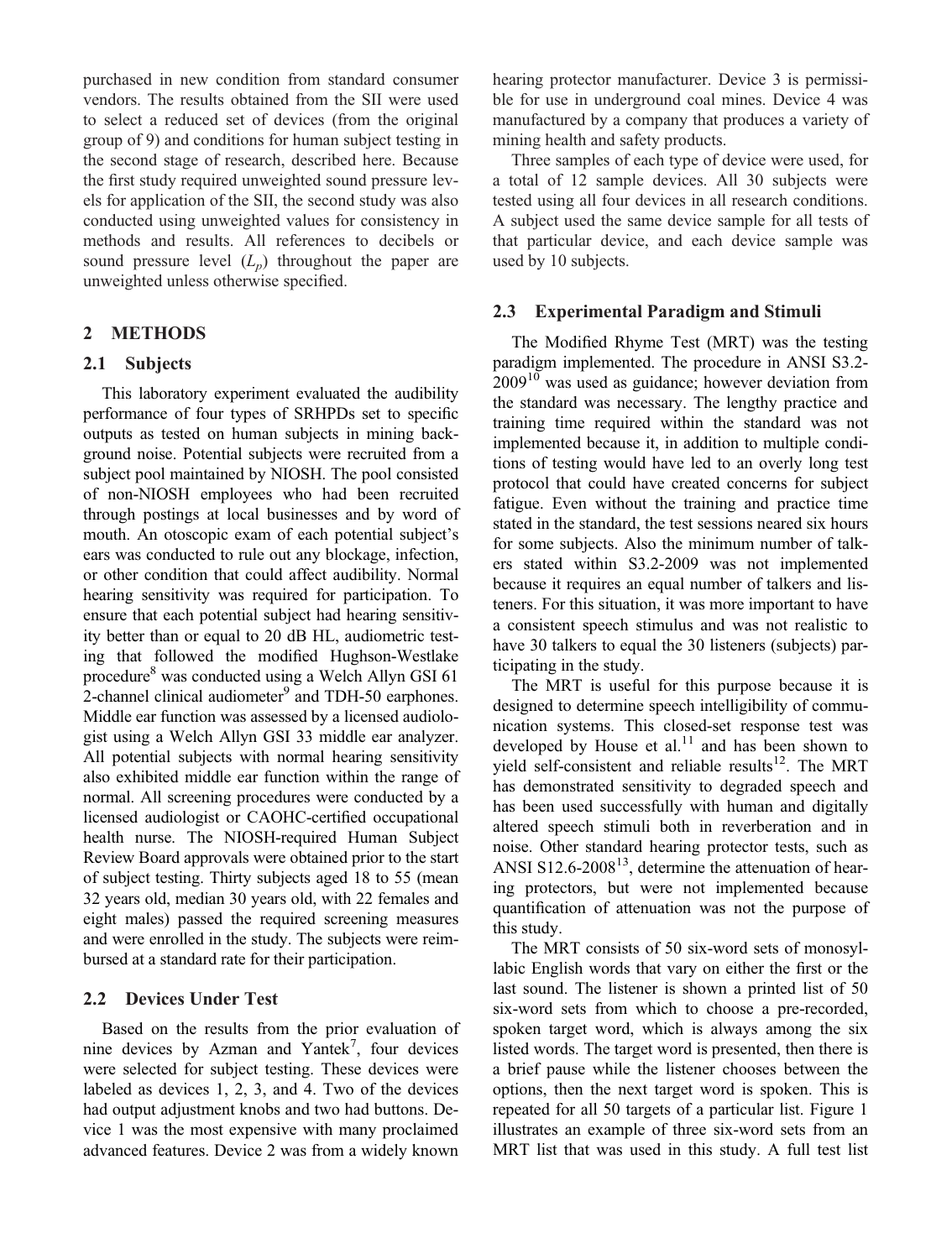purchased in new condition from standard consumer vendors. The results obtained from the SII were used to select a reduced set of devices (from the original group of 9) and conditions for human subject testing in the second stage of research, described here. Because the first study required unweighted sound pressure levels for application of the SII, the second study was also conducted using unweighted values for consistency in methods and results. All references to decibels or sound pressure level ($L_p$) throughout the paper are unweighted unless otherwise specified.

## 2 METHODS

### 2.1 Subjects

This laboratory experiment evaluated the audibility performance of four types of SRHPDs set to specific outputs as tested on human subjects in mining background noise. Potential subjects were recruited from a subject pool maintained by NIOSH. The pool consisted of non-NIOSH employees who had been recruited through postings at local businesses and by word of mouth. An otoscopic exam of each potential subject's ears was conducted to rule out any blockage, infection, or other condition that could affect audibility. Normal hearing sensitivity was required for participation. To ensure that each potential subject had hearing sensitivity better than or equal to 20 dB HL, audiometric testing that followed the modified Hughson-Westlake procedure[8] was conducted using a Welch Allyn GSI 61 2-channel clinical audiometer[9] and TDH-50 earphones. Middle ear function was assessed by a licensed audiologist using a Welch Allyn GSI 33 middle ear analyzer. All potential subjects with normal hearing sensitivity also exhibited middle ear function within the range of normal. All screening procedures were conducted by a licensed audiologist or CAOHC-certified occupational health nurse. The NIOSH-required Human Subject Review Board approvals were obtained prior to the start of subject testing. Thirty subjects aged 18 to 55 (mean 32 years old, median 30 years old, with 22 females and eight males) passed the required screening measures and were enrolled in the study. The subjects were reimbursed at a standard rate for their participation.

### 2.2 Devices Under Test

Based on the results from the prior evaluation of nine devices by Azman and Yantek[7], four devices were selected for subject testing. These devices were labeled as devices 1, 2, 3, and 4. Two of the devices had output adjustment knobs and two had buttons. Device 1 was the most expensive with many proclaimed advanced features. Device 2 was from a widely known hearing protector manufacturer. Device 3 is permissible for use in underground coal mines. Device 4 was manufactured by a company that produces a variety of mining health and safety products.

Three samples of each type of device were used, for a total of 12 sample devices. All 30 subjects were tested using all four devices in all research conditions. A subject used the same device sample for all tests of that particular device, and each device sample was used by 10 subjects.

### 2.3 Experimental Paradigm and Stimuli

The Modified Rhyme Test (MRT) was the testing paradigm implemented. The procedure in ANSI S3.2-2009[10] was used as guidance; however deviation from the standard was necessary. The lengthy practice and training time required within the standard was not implemented because it, in addition to multiple conditions of testing would have led to an overly long test protocol that could have created concerns for subject fatigue. Even without the training and practice time stated in the standard, the test sessions neared six hours for some subjects. Also the minimum number of talkers stated within S3.2-2009 was not implemented because it requires an equal number of talkers and listeners. For this situation, it was more important to have a consistent speech stimulus and was not realistic to have 30 talkers to equal the 30 listeners (subjects) participating in the study.

The MRT is useful for this purpose because it is designed to determine speech intelligibility of communication systems. This closed-set response test was developed by House et al.[11] and has been shown to yield self-consistent and reliable results[12]. The MRT has demonstrated sensitivity to degraded speech and has been used successfully with human and digitally altered speech stimuli both in reverberation and in noise. Other standard hearing protector tests, such as ANSI S12.6-2008[13], determine the attenuation of hearing protectors, but were not implemented because quantification of attenuation was not the purpose of this study.

The MRT consists of 50 six-word sets of monosyllabic English words that vary on either the first or the last sound. The listener is shown a printed list of 50 six-word sets from which to choose a pre-recorded, spoken target word, which is always among the six listed words. The target word is presented, then there is a brief pause while the listener chooses between the options, then the next target word is spoken. This is repeated for all 50 targets of a particular list. Figure 1 illustrates an example of three six-word sets from an MRT list that was used in this study. A full test list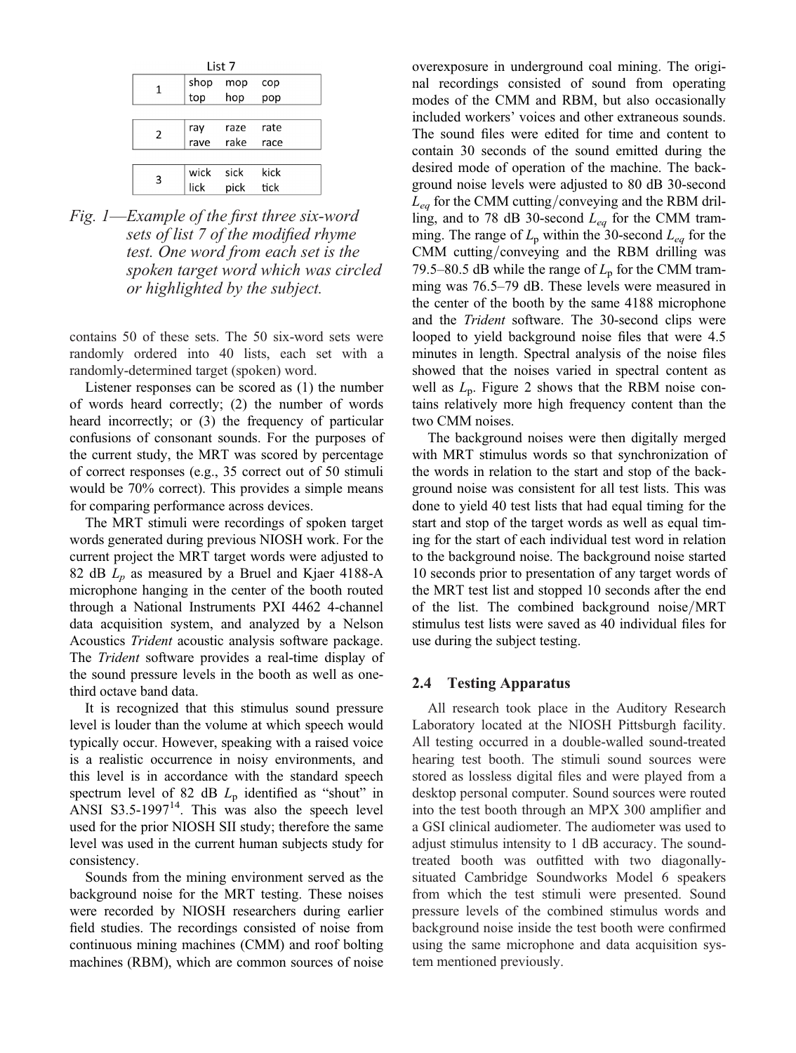| List 7 | | | |
|---|---|---|---|
| 1 | shop | mop | cop |
| | top | hop | pop |
| 2 | ray | raze | rate |
| | rave | rake | race |
| 3 | wick | sick | kick |
| | lick | pick | tick |

*Fig. 1—Example of the first three six-word sets of list 7 of the modified rhyme test. One word from each set is the spoken target word which was circled or highlighted by the subject.*

contains 50 of these sets. The 50 six-word sets were randomly ordered into 40 lists, each set with a randomly-determined target (spoken) word.

Listener responses can be scored as (1) the number of words heard correctly; (2) the number of words heard incorrectly; or (3) the frequency of particular confusions of consonant sounds. For the purposes of the current study, the MRT was scored by percentage of correct responses (e.g., 35 correct out of 50 stimuli would be 70% correct). This provides a simple means for comparing performance across devices.

The MRT stimuli were recordings of spoken target words generated during previous NIOSH work. For the current project the MRT target words were adjusted to 82 dB $L_p$ as measured by a Bruel and Kjaer 4188-A microphone hanging in the center of the booth routed through a National Instruments PXI 4462 4-channel data acquisition system, and analyzed by a Nelson Acoustics *Trident* acoustic analysis software package. The *Trident* software provides a real-time display of the sound pressure levels in the booth as well as one-third octave band data.

It is recognized that this stimulus sound pressure level is louder than the volume at which speech would typically occur. However, speaking with a raised voice is a realistic occurrence in noisy environments, and this level is in accordance with the standard speech spectrum level of 82 dB $L_p$ identified as "shout" in ANSI S3.5-1997[14]. This was also the speech level used for the prior NIOSH SII study; therefore the same level was used in the current human subjects study for consistency.

Sounds from the mining environment served as the background noise for the MRT testing. These noises were recorded by NIOSH researchers during earlier field studies. The recordings consisted of noise from continuous mining machines (CMM) and roof bolting machines (RBM), which are common sources of noise overexposure in underground coal mining. The original recordings consisted of sound from operating modes of the CMM and RBM, but also occasionally included workers' voices and other extraneous sounds. The sound files were edited for time and content to contain 30 seconds of the sound emitted during the desired mode of operation of the machine. The background noise levels were adjusted to 80 dB 30-second $L_{eq}$ for the CMM cutting/conveying and the RBM drilling, and to 78 dB 30-second $L_{eq}$ for the CMM tramming. The range of $L_p$ within the 30-second $L_{eq}$ for the CMM cutting/conveying and the RBM drilling was 79.5–80.5 dB while the range of $L_p$ for the CMM tramming was 76.5–79 dB. These levels were measured in the center of the booth by the same 4188 microphone and the *Trident* software. The 30-second clips were looped to yield background noise files that were 4.5 minutes in length. Spectral analysis of the noise files showed that the noises varied in spectral content as well as $L_p$. Figure 2 shows that the RBM noise contains relatively more high frequency content than the two CMM noises.

The background noises were then digitally merged with MRT stimulus words so that synchronization of the words in relation to the start and stop of the background noise was consistent for all test lists. This was done to yield 40 test lists that had equal timing for the start and stop of the target words as well as equal timing for the start of each individual test word in relation to the background noise. The background noise started 10 seconds prior to presentation of any target words of the MRT test list and stopped 10 seconds after the end of the list. The combined background noise/MRT stimulus test lists were saved as 40 individual files for use during the subject testing.

## 2.4 Testing Apparatus

All research took place in the Auditory Research Laboratory located at the NIOSH Pittsburgh facility. All testing occurred in a double-walled sound-treated hearing test booth. The stimuli sound sources were stored as lossless digital files and were played from a desktop personal computer. Sound sources were routed into the test booth through an MPX 300 amplifier and a GSI clinical audiometer. The audiometer was used to adjust stimulus intensity to 1 dB accuracy. The sound-treated booth was outfitted with two diagonally-situated Cambridge Soundworks Model 6 speakers from which the test stimuli were presented. Sound pressure levels of the combined stimulus words and background noise inside the test booth were confirmed using the same microphone and data acquisition system mentioned previously.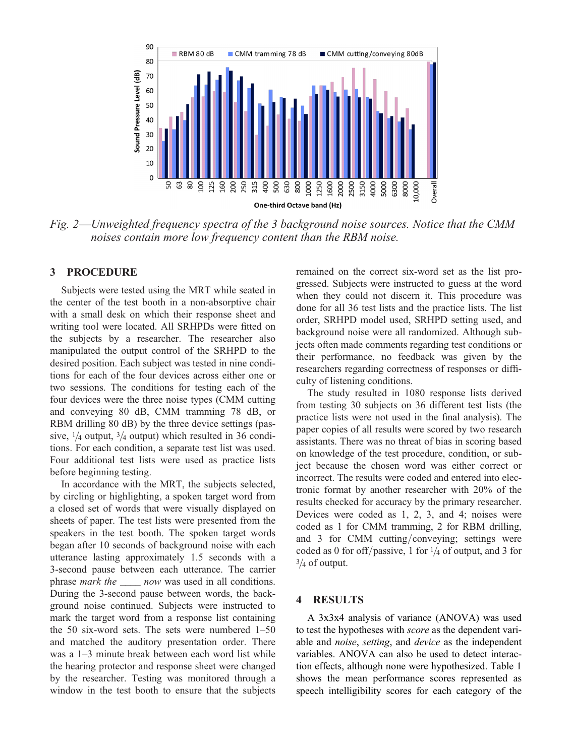*Fig. 2—Unweighted frequency spectra of the 3 background noise sources. Notice that the CMM noises contain more low frequency content than the RBM noise.*

## 3 PROCEDURE

Subjects were tested using the MRT while seated in the center of the test booth in a non-absorptive chair with a small desk on which their response sheet and writing tool were located. All SRHPDs were fitted on the subjects by a researcher. The researcher also manipulated the output control of the SRHPD to the desired position. Each subject was tested in nine conditions for each of the four devices across either one or two sessions. The conditions for testing each of the four devices were the three noise types (CMM cutting and conveying 80 dB, CMM tramming 78 dB, or RBM drilling 80 dB) by the three device settings (passive, $^1/_4$ output, $^3/_4$ output) which resulted in 36 conditions. For each condition, a separate test list was used. Four additional test lists were used as practice lists before beginning testing.

In accordance with the MRT, the subjects selected, by circling or highlighting, a spoken target word from a closed set of words that were visually displayed on sheets of paper. The test lists were presented from the speakers in the test booth. The spoken target words began after 10 seconds of background noise with each utterance lasting approximately 1.5 seconds with a 3-second pause between each utterance. The carrier phrase *mark the \_\_\_\_ now* was used in all conditions. During the 3-second pause between words, the background noise continued. Subjects were instructed to mark the target word from a response list containing the 50 six-word sets. The sets were numbered 1–50 and matched the auditory presentation order. There was a 1–3 minute break between each word list while the hearing protector and response sheet were changed by the researcher. Testing was monitored through a window in the test booth to ensure that the subjects remained on the correct six-word set as the list progressed. Subjects were instructed to guess at the word when they could not discern it. This procedure was done for all 36 test lists and the practice lists. The list order, SRHPD model used, SRHPD setting used, and background noise were all randomized. Although subjects often made comments regarding test conditions or their performance, no feedback was given by the researchers regarding correctness of responses or difficulty of listening conditions.

The study resulted in 1080 response lists derived from testing 30 subjects on 36 different test lists (the practice lists were not used in the final analysis). The paper copies of all results were scored by two research assistants. There was no threat of bias in scoring based on knowledge of the test procedure, condition, or subject because the chosen word was either correct or incorrect. The results were coded and entered into electronic format by another researcher with 20% of the results checked for accuracy by the primary researcher. Devices were coded as 1, 2, 3, and 4; noises were coded as 1 for CMM tramming, 2 for RBM drilling, and 3 for CMM cutting/conveying; settings were coded as 0 for off/passive, 1 for $^1/_4$ of output, and 3 for $^3/_4$ of output.

## 4 RESULTS

A 3x3x4 analysis of variance (ANOVA) was used to test the hypotheses with *score* as the dependent variable and *noise*, *setting*, and *device* as the independent variables. ANOVA can also be used to detect interaction effects, although none were hypothesized. Table 1 shows the mean performance scores represented as speech intelligibility scores for each category of the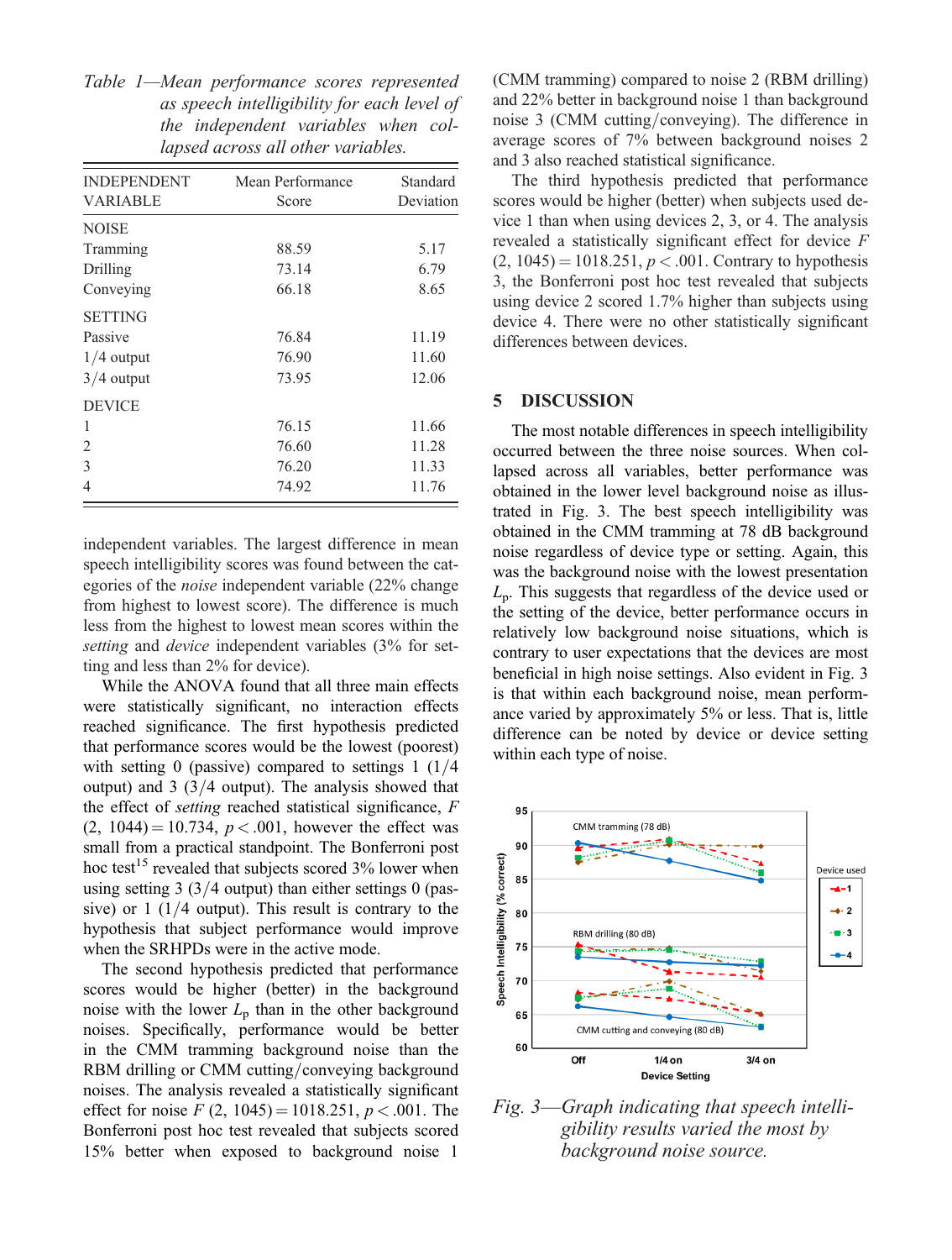*Table 1—Mean performance scores represented as speech intelligibility for each level of the independent variables when collapsed across all other variables.*

| INDEPENDENT VARIABLE | Mean Performance Score | Standard Deviation |
|---|---|---|
| NOISE | | |
| Tramming | 88.59 | 5.17 |
| Drilling | 73.14 | 6.79 |
| Conveying | 66.18 | 8.65 |
| SETTING | | |
| Passive | 76.84 | 11.19 |
| 1/4 output | 76.90 | 11.60 |
| 3/4 output | 73.95 | 12.06 |
| DEVICE | | |
| 1 | 76.15 | 11.66 |
| 2 | 76.60 | 11.28 |
| 3 | 76.20 | 11.33 |
| 4 | 74.92 | 11.76 |

independent variables. The largest difference in mean speech intelligibility scores was found between the categories of the *noise* independent variable (22% change from highest to lowest score). The difference is much less from the highest to lowest mean scores within the *setting* and *device* independent variables (3% for setting and less than 2% for device).

While the ANOVA found that all three main effects were statistically significant, no interaction effects reached significance. The first hypothesis predicted that performance scores would be the lowest (poorest) with setting 0 (passive) compared to settings 1 (1/4 output) and 3 (3/4 output). The analysis showed that the effect of *setting* reached statistical significance, $F(2, 1044) = 10.734$, $p < .001$, however the effect was small from a practical standpoint. The Bonferroni post hoc test[15] revealed that subjects scored 3% lower when using setting 3 (3/4 output) than either settings 0 (passive) or 1 (1/4 output). This result is contrary to the hypothesis that subject performance would improve when the SRHPDs were in the active mode.

The second hypothesis predicted that performance scores would be higher (better) in the background noise with the lower $L_p$ than in the other background noises. Specifically, performance would be better in the CMM tramming background noise than the RBM drilling or CMM cutting/conveying background noises. The analysis revealed a statistically significant effect for noise $F(2, 1045) = 1018.251$, $p < .001$. The Bonferroni post hoc test revealed that subjects scored 15% better when exposed to background noise 1 (CMM tramming) compared to noise 2 (RBM drilling) and 22% better in background noise 1 than background noise 3 (CMM cutting/conveying). The difference in average scores of 7% between background noises 2 and 3 also reached statistical significance.

The third hypothesis predicted that performance scores would be higher (better) when subjects used device 1 than when using devices 2, 3, or 4. The analysis revealed a statistically significant effect for device $F(2, 1045) = 1018.251$, $p < .001$. Contrary to hypothesis 3, the Bonferroni post hoc test revealed that subjects using device 2 scored 1.7% higher than subjects using device 4. There were no other statistically significant differences between devices.

## 5 DISCUSSION

The most notable differences in speech intelligibility occurred between the three noise sources. When collapsed across all variables, better performance was obtained in the lower level background noise as illustrated in Fig. 3. The best speech intelligibility was obtained in the CMM tramming at 78 dB background noise regardless of device type or setting. Again, this was the background noise with the lowest presentation $L_p$. This suggests that regardless of the device used or the setting of the device, better performance occurs in relatively low background noise situations, which is contrary to user expectations that the devices are most beneficial in high noise settings. Also evident in Fig. 3 is that within each background noise, mean performance varied by approximately 5% or less. That is, little difference can be noted by device or device setting within each type of noise.

*Fig. 3—Graph indicating that speech intelligibility results varied the most by background noise source.*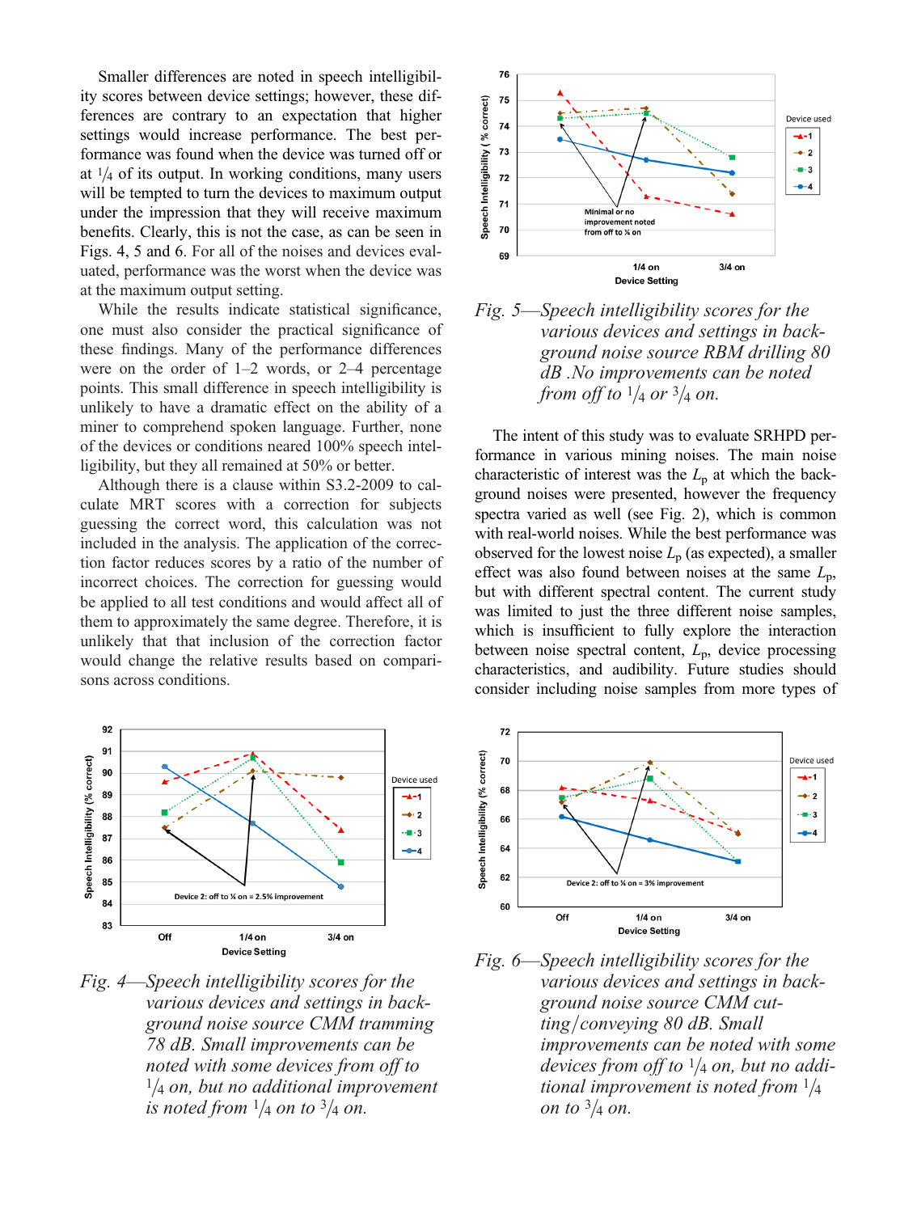Smaller differences are noted in speech intelligibility scores between device settings; however, these differences are contrary to an expectation that higher settings would increase performance. The best performance was found when the device was turned off or at 1/4 of its output. In working conditions, many users will be tempted to turn the devices to maximum output under the impression that they will receive maximum benefits. Clearly, this is not the case, as can be seen in Figs. 4, 5 and 6. For all of the noises and devices evaluated, performance was the worst when the device was at the maximum output setting.

While the results indicate statistical significance, one must also consider the practical significance of these findings. Many of the performance differences were on the order of 1–2 words, or 2–4 percentage points. This small difference in speech intelligibility is unlikely to have a dramatic effect on the ability of a miner to comprehend spoken language. Further, none of the devices or conditions neared 100% speech intelligibility, but they all remained at 50% or better.

Although there is a clause within S3.2-2009 to calculate MRT scores with a correction for subjects guessing the correct word, this calculation was not included in the analysis. The application of the correction factor reduces scores by a ratio of the number of incorrect choices. The correction for guessing would be applied to all test conditions and would affect all of them to approximately the same degree. Therefore, it is unlikely that that inclusion of the correction factor would change the relative results based on comparisons across conditions.

*Fig. 4—Speech intelligibility scores for the various devices and settings in background noise source CMM tramming 78 dB. Small improvements can be noted with some devices from off to 1/4 on, but no additional improvement is noted from 1/4 on to 3/4 on.*

*Fig. 5—Speech intelligibility scores for the various devices and settings in background noise source RBM drilling 80 dB .No improvements can be noted from off to 1/4 or 3/4 on.*

The intent of this study was to evaluate SRHPD performance in various mining noises. The main noise characteristic of interest was the $L_p$ at which the background noises were presented, however the frequency spectra varied as well (see Fig. 2), which is common with real-world noises. While the best performance was observed for the lowest noise $L_p$ (as expected), a smaller effect was also found between noises at the same $L_p$, but with different spectral content. The current study was limited to just the three different noise samples, which is insufficient to fully explore the interaction between noise spectral content, $L_p$, device processing characteristics, and audibility. Future studies should consider including noise samples from more types of

*Fig. 6—Speech intelligibility scores for the various devices and settings in background noise source CMM cutting/conveying 80 dB. Small improvements can be noted with some devices from off to 1/4 on, but no additional improvement is noted from 1/4 on to 3/4 on.*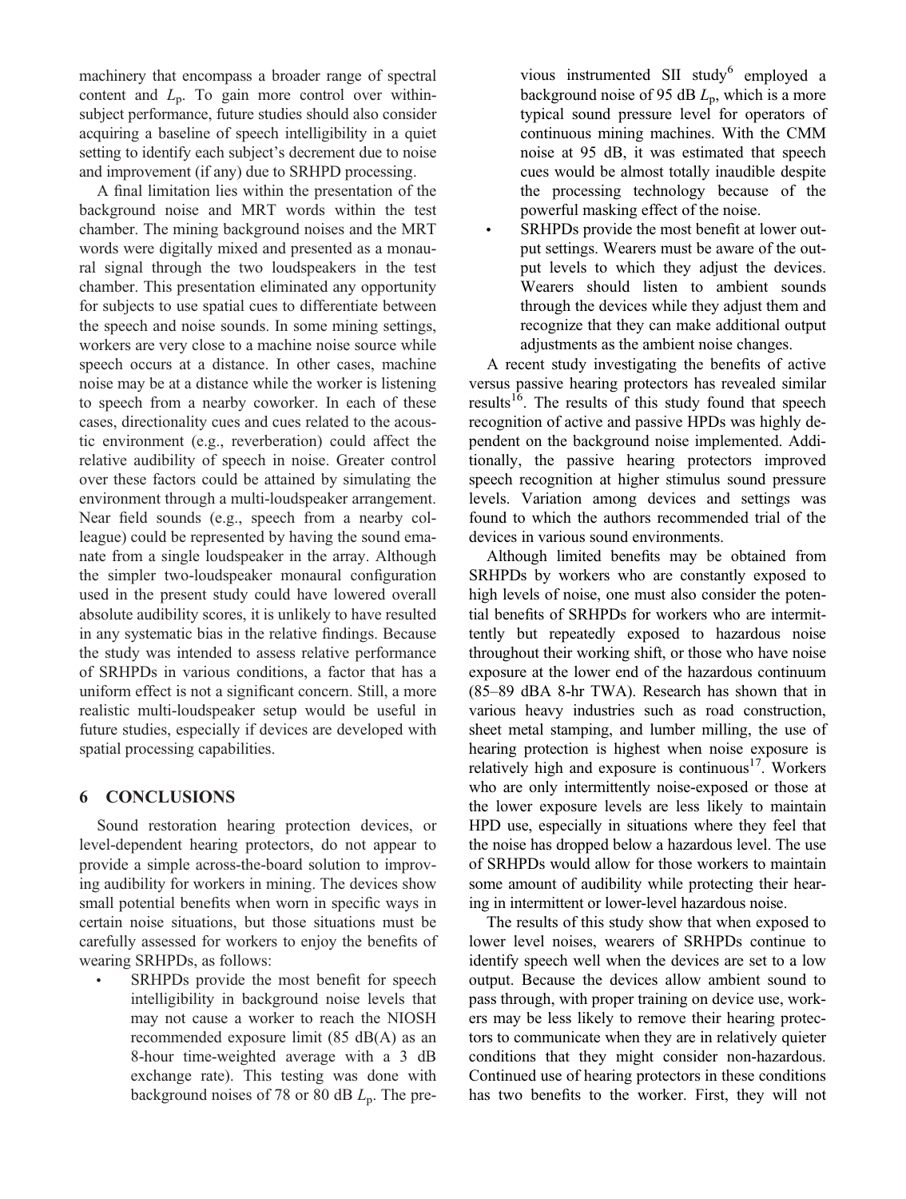machinery that encompass a broader range of spectral content and $L_p$. To gain more control over within-subject performance, future studies should also consider acquiring a baseline of speech intelligibility in a quiet setting to identify each subject's decrement due to noise and improvement (if any) due to SRHPD processing.

A final limitation lies within the presentation of the background noise and MRT words within the test chamber. The mining background noises and the MRT words were digitally mixed and presented as a monaural signal through the two loudspeakers in the test chamber. This presentation eliminated any opportunity for subjects to use spatial cues to differentiate between the speech and noise sounds. In some mining settings, workers are very close to a machine noise source while speech occurs at a distance. In other cases, machine noise may be at a distance while the worker is listening to speech from a nearby coworker. In each of these cases, directionality cues and cues related to the acoustic environment (e.g., reverberation) could affect the relative audibility of speech in noise. Greater control over these factors could be attained by simulating the environment through a multi-loudspeaker arrangement. Near field sounds (e.g., speech from a nearby colleague) could be represented by having the sound emanate from a single loudspeaker in the array. Although the simpler two-loudspeaker monaural configuration used in the present study could have lowered overall absolute audibility scores, it is unlikely to have resulted in any systematic bias in the relative findings. Because the study was intended to assess relative performance of SRHPDs in various conditions, a factor that has a uniform effect is not a significant concern. Still, a more realistic multi-loudspeaker setup would be useful in future studies, especially if devices are developed with spatial processing capabilities.

## 6 CONCLUSIONS

Sound restoration hearing protection devices, or level-dependent hearing protectors, do not appear to provide a simple across-the-board solution to improving audibility for workers in mining. The devices show small potential benefits when worn in specific ways in certain noise situations, but those situations must be carefully assessed for workers to enjoy the benefits of wearing SRHPDs, as follows:

- SRHPDs provide the most benefit for speech intelligibility in background noise levels that may not cause a worker to reach the NIOSH recommended exposure limit (85 dB(A) as an 8-hour time-weighted average with a 3 dB exchange rate). This testing was done with background noises of 78 or 80 dB $L_p$. The previous instrumented SII study[6] employed a background noise of 95 dB $L_p$, which is a more typical sound pressure level for operators of continuous mining machines. With the CMM noise at 95 dB, it was estimated that speech cues would be almost totally inaudible despite the processing technology because of the powerful masking effect of the noise.
- SRHPDs provide the most benefit at lower output settings. Wearers must be aware of the output levels to which they adjust the devices. Wearers should listen to ambient sounds through the devices while they adjust them and recognize that they can make additional output adjustments as the ambient noise changes.

A recent study investigating the benefits of active versus passive hearing protectors has revealed similar results[16]. The results of this study found that speech recognition of active and passive HPDs was highly dependent on the background noise implemented. Additionally, the passive hearing protectors improved speech recognition at higher stimulus sound pressure levels. Variation among devices and settings was found to which the authors recommended trial of the devices in various sound environments.

Although limited benefits may be obtained from SRHPDs by workers who are constantly exposed to high levels of noise, one must also consider the potential benefits of SRHPDs for workers who are intermittently but repeatedly exposed to hazardous noise throughout their working shift, or those who have noise exposure at the lower end of the hazardous continuum (85–89 dBA 8-hr TWA). Research has shown that in various heavy industries such as road construction, sheet metal stamping, and lumber milling, the use of hearing protection is highest when noise exposure is relatively high and exposure is continuous[17]. Workers who are only intermittently noise-exposed or those at the lower exposure levels are less likely to maintain HPD use, especially in situations where they feel that the noise has dropped below a hazardous level. The use of SRHPDs would allow for those workers to maintain some amount of audibility while protecting their hearing in intermittent or lower-level hazardous noise.

The results of this study show that when exposed to lower level noises, wearers of SRHPDs continue to identify speech well when the devices are set to a low output. Because the devices allow ambient sound to pass through, with proper training on device use, workers may be less likely to remove their hearing protectors to communicate when they are in relatively quieter conditions that they might consider non-hazardous. Continued use of hearing protectors in these conditions has two benefits to the worker. First, they will not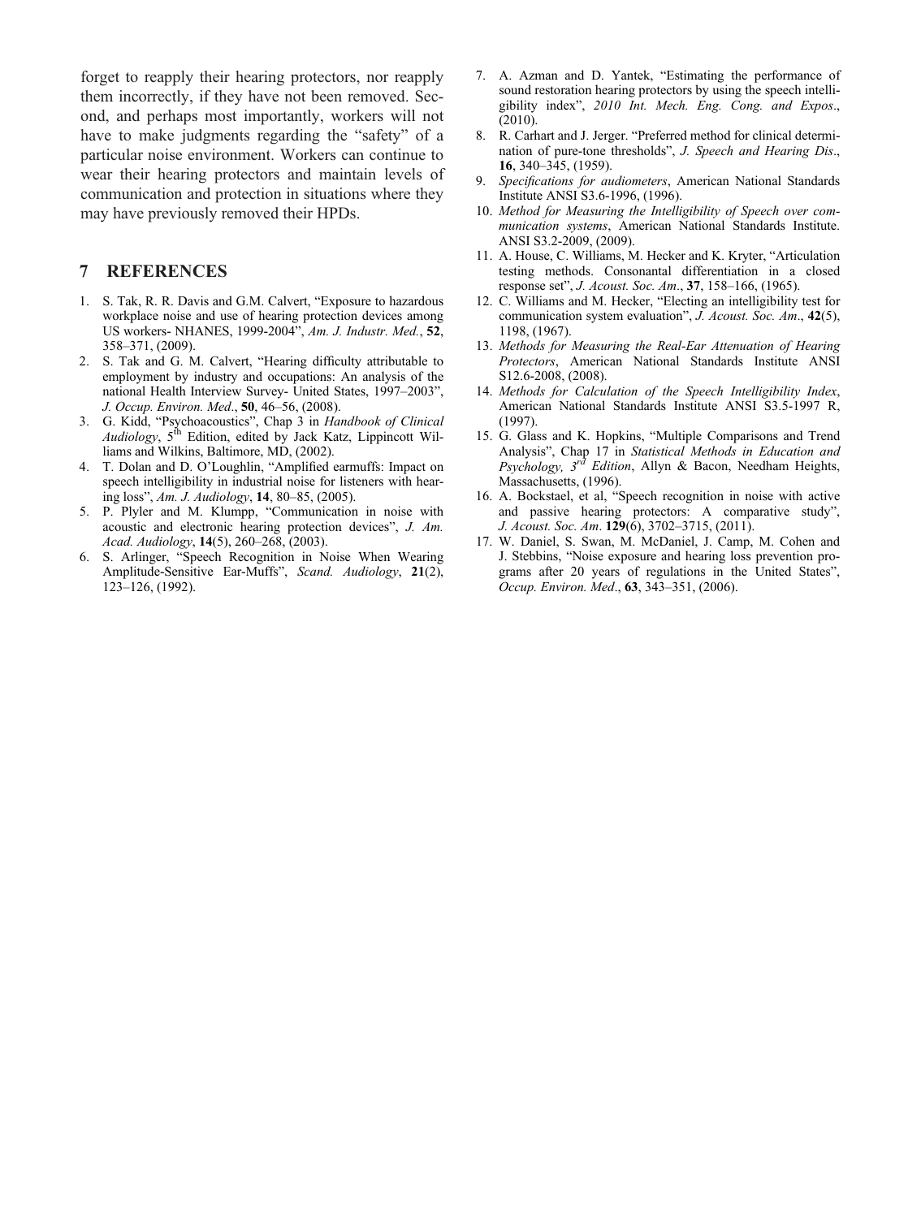forget to reapply their hearing protectors, nor reapply them incorrectly, if they have not been removed. Second, and perhaps most importantly, workers will not have to make judgments regarding the "safety" of a particular noise environment. Workers can continue to wear their hearing protectors and maintain levels of communication and protection in situations where they may have previously removed their HPDs.

## 7 REFERENCES

1. S. Tak, R. R. Davis and G.M. Calvert, "Exposure to hazardous workplace noise and use of hearing protection devices among US workers- NHANES, 1999-2004", *Am. J. Industr. Med.*, **52**, 358–371, (2009).
2. S. Tak and G. M. Calvert, "Hearing difficulty attributable to employment by industry and occupations: An analysis of the national Health Interview Survey- United States, 1997–2003", *J. Occup. Environ. Med*., **50**, 46–56, (2008).
3. G. Kidd, "Psychoacoustics", Chap 3 in *Handbook of Clinical Audiology*, 5th Edition, edited by Jack Katz, Lippincott Williams and Wilkins, Baltimore, MD, (2002).
4. T. Dolan and D. O'Loughlin, "Amplified earmuffs: Impact on speech intelligibility in industrial noise for listeners with hearing loss", *Am. J. Audiology*, **14**, 80–85, (2005).
5. P. Plyler and M. Klumpp, "Communication in noise with acoustic and electronic hearing protection devices", *J. Am. Acad. Audiology*, **14**(5), 260–268, (2003).
6. S. Arlinger, "Speech Recognition in Noise When Wearing Amplitude-Sensitive Ear-Muffs", *Scand. Audiology*, **21**(2), 123–126, (1992).
7. A. Azman and D. Yantek, "Estimating the performance of sound restoration hearing protectors by using the speech intelligibility index", *2010 Int. Mech. Eng. Cong. and Expos*., (2010).
8. R. Carhart and J. Jerger. "Preferred method for clinical determination of pure-tone thresholds", *J. Speech and Hearing Dis*., **16**, 340–345, (1959).
9. *Specifications for audiometers*, American National Standards Institute ANSI S3.6-1996, (1996).
10. *Method for Measuring the Intelligibility of Speech over communication systems*, American National Standards Institute. ANSI S3.2-2009, (2009).
11. A. House, C. Williams, M. Hecker and K. Kryter, "Articulation testing methods. Consonantal differentiation in a closed response set", *J. Acoust. Soc. Am*., **37**, 158–166, (1965).
12. C. Williams and M. Hecker, "Electing an intelligibility test for communication system evaluation", *J. Acoust. Soc. Am*., **42**(5), 1198, (1967).
13. *Methods for Measuring the Real-Ear Attenuation of Hearing Protectors*, American National Standards Institute ANSI S12.6-2008, (2008).
14. *Methods for Calculation of the Speech Intelligibility Index*, American National Standards Institute ANSI S3.5-1997 R, (1997).
15. G. Glass and K. Hopkins, "Multiple Comparisons and Trend Analysis", Chap 17 in *Statistical Methods in Education and Psychology, 3rd Edition*, Allyn & Bacon, Needham Heights, Massachusetts, (1996).
16. A. Bockstael, et al, "Speech recognition in noise with active and passive hearing protectors: A comparative study", *J. Acoust. Soc. Am*. **129**(6), 3702–3715, (2011).
17. W. Daniel, S. Swan, M. McDaniel, J. Camp, M. Cohen and J. Stebbins, "Noise exposure and hearing loss prevention programs after 20 years of regulations in the United States", *Occup. Environ. Med*., **63**, 343–351, (2006).